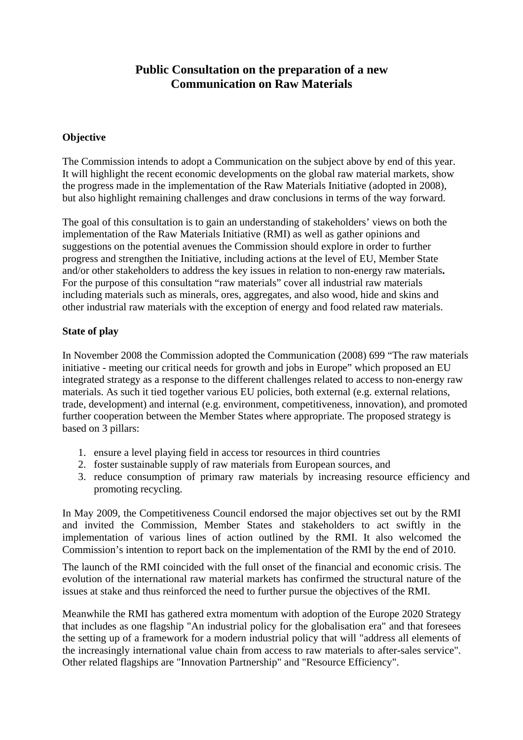# Public Consultation on the preparation of a new Communication on Raw Materials

## Objective

The Commission intends to adopt a Communication on the subject above by end of this year. It will highlight the recent economic developments on the global raw material markets, show the progress made in the implementation of the Raw Materials Initiative (adopted in 2008), but also highlight remaining challenges and draw conclusions in terms of the way forward.

The goal of this consultation is to gain an understanding of stakeholders' views on both the implementation of the Raw Materials Initiative (RMI) as well as gather opinions and suggestions on the potential avenues the Commission should explore in order to further progress and strengthen the Initiative, including actions at the level of EU, Member State and/or other stakeholders to address the key issues in relation to non-energy raw materials**.** For the purpose of this consultation "raw materials" cover all industrial raw materials including materials such as minerals, ores, aggregates, and also wood, hide and skins and other industrial raw materials with the exception of energy and food related raw materials.

## State of play

In November 2008 the Commission adopted the Communication (2008) 699 "The raw materials initiative - meeting our critical needs for growth and jobs in Europe" which proposed an EU integrated strategy as a response to the different challenges related to access to non-energy raw materials. As such it tied together various EU policies, both external (e.g. external relations, trade, development) and internal (e.g. environment, competitiveness, innovation), and promoted further cooperation between the Member States where appropriate. The proposed strategy is based on 3 pillars:

1. ensure a level playing field in access tor resources in third countries
2. foster sustainable supply of raw materials from European sources, and
3. reduce consumption of primary raw materials by increasing resource efficiency and promoting recycling.

In May 2009, the Competitiveness Council endorsed the major objectives set out by the RMI and invited the Commission, Member States and stakeholders to act swiftly in the implementation of various lines of action outlined by the RMI. It also welcomed the Commission's intention to report back on the implementation of the RMI by the end of 2010.

The launch of the RMI coincided with the full onset of the financial and economic crisis. The evolution of the international raw material markets has confirmed the structural nature of the issues at stake and thus reinforced the need to further pursue the objectives of the RMI.

Meanwhile the RMI has gathered extra momentum with adoption of the Europe 2020 Strategy that includes as one flagship "An industrial policy for the globalisation era" and that foresees the setting up of a framework for a modern industrial policy that will "address all elements of the increasingly international value chain from access to raw materials to after-sales service". Other related flagships are "Innovation Partnership" and "Resource Efficiency".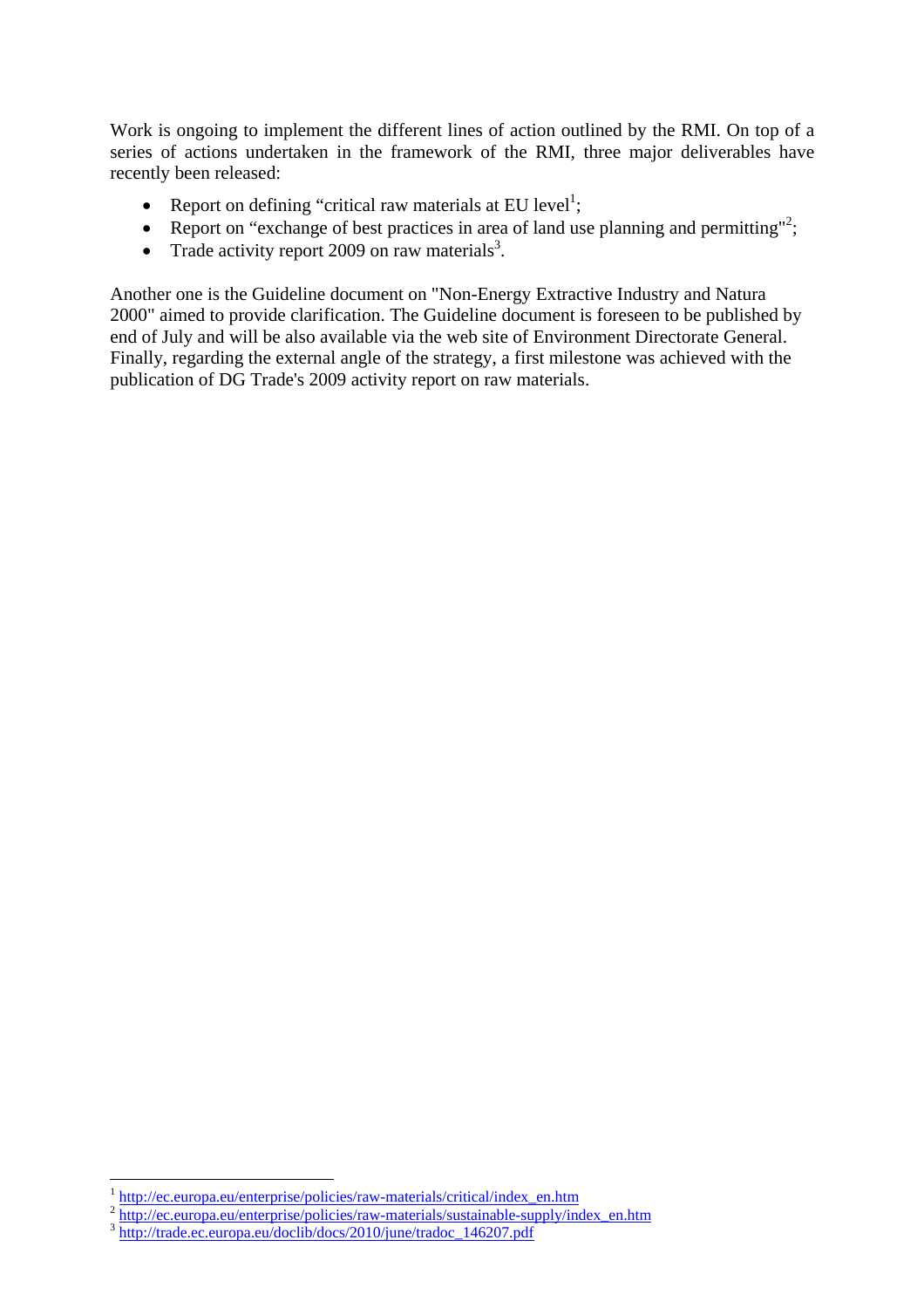Work is ongoing to implement the different lines of action outlined by the RMI. On top of a series of actions undertaken in the framework of the RMI, three major deliverables have recently been released:

- Report on defining "critical raw materials at EU level[1];
- Report on "exchange of best practices in area of land use planning and permitting"[2];
- Trade activity report 2009 on raw materials[3].

Another one is the Guideline document on "Non-Energy Extractive Industry and Natura 2000" aimed to provide clarification. The Guideline document is foreseen to be published by end of July and will be also available via the web site of Environment Directorate General. Finally, regarding the external angle of the strategy, a first milestone was achieved with the publication of DG Trade's 2009 activity report on raw materials.

---

[1] http://ec.europa.eu/enterprise/policies/raw-materials/critical/index_en.htm

[2] http://ec.europa.eu/enterprise/policies/raw-materials/sustainable-supply/index_en.htm

[3] http://trade.ec.europa.eu/doclib/docs/2010/june/tradoc_146207.pdf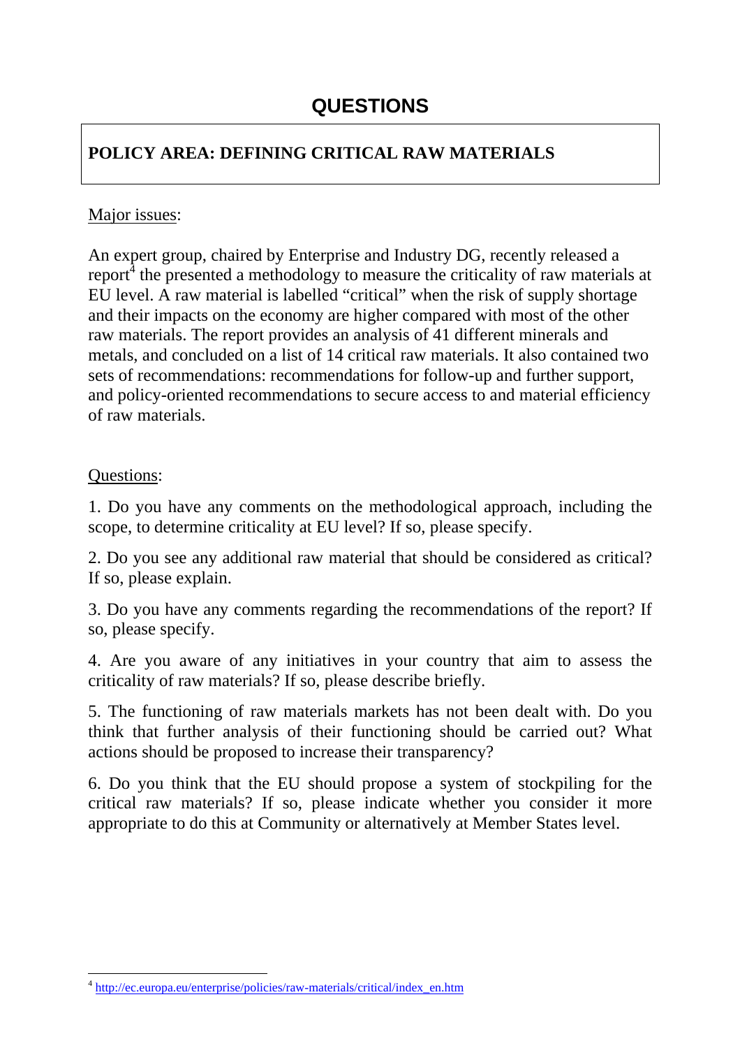# QUESTIONS

**POLICY AREA: DEFINING CRITICAL RAW MATERIALS**

Major issues:

An expert group, chaired by Enterprise and Industry DG, recently released a report[4] the presented a methodology to measure the criticality of raw materials at EU level. A raw material is labelled "critical" when the risk of supply shortage and their impacts on the economy are higher compared with most of the other raw materials. The report provides an analysis of 41 different minerals and metals, and concluded on a list of 14 critical raw materials. It also contained two sets of recommendations: recommendations for follow-up and further support, and policy-oriented recommendations to secure access to and material efficiency of raw materials.

Questions:

1. Do you have any comments on the methodological approach, including the scope, to determine criticality at EU level? If so, please specify.

2. Do you see any additional raw material that should be considered as critical? If so, please explain.

3. Do you have any comments regarding the recommendations of the report? If so, please specify.

4. Are you aware of any initiatives in your country that aim to assess the criticality of raw materials? If so, please describe briefly.

5. The functioning of raw materials markets has not been dealt with. Do you think that further analysis of their functioning should be carried out? What actions should be proposed to increase their transparency?

6. Do you think that the EU should propose a system of stockpiling for the critical raw materials? If so, please indicate whether you consider it more appropriate to do this at Community or alternatively at Member States level.

---

[4] http://ec.europa.eu/enterprise/policies/raw-materials/critical/index_en.htm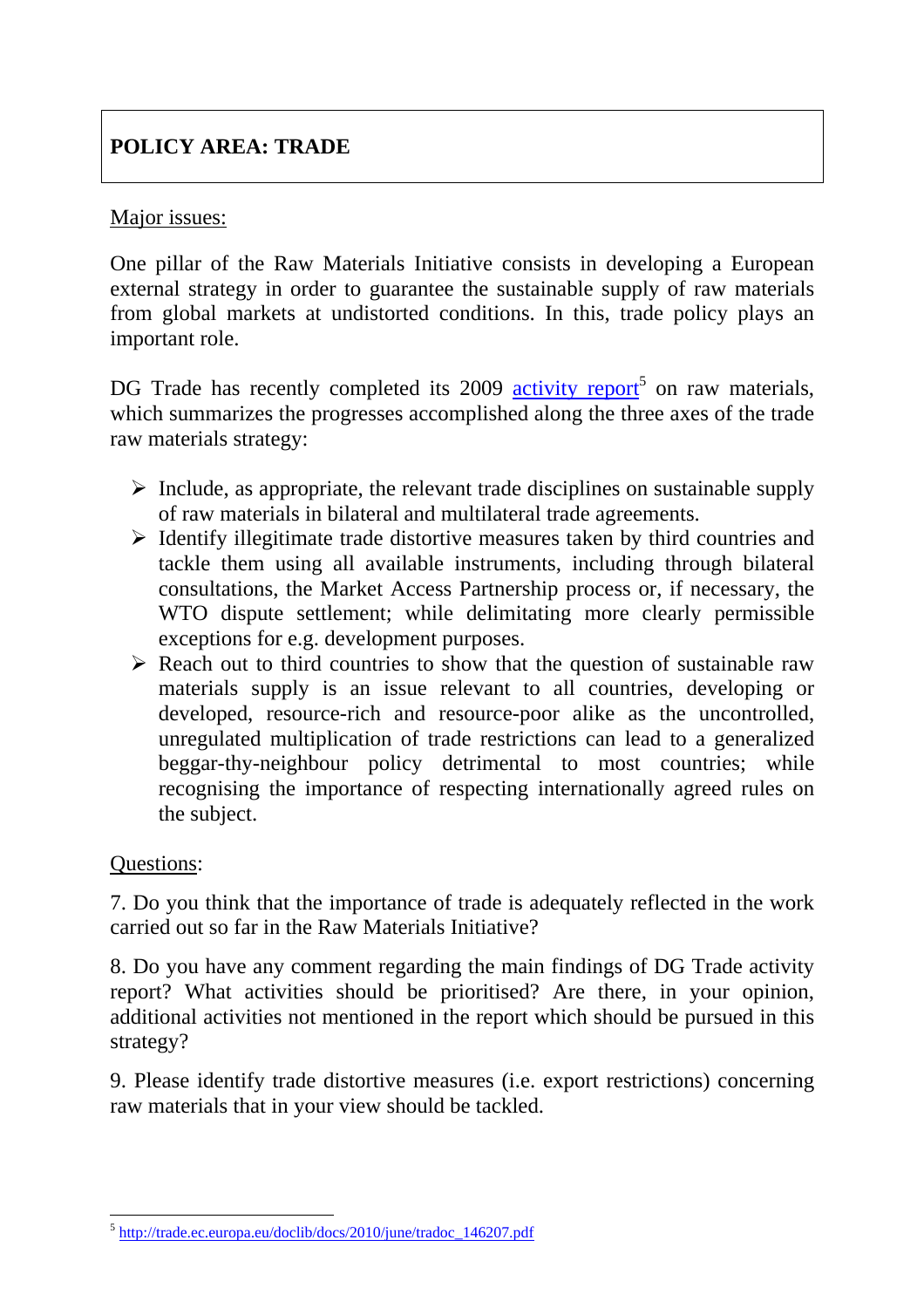**POLICY AREA: TRADE**

Major issues:

One pillar of the Raw Materials Initiative consists in developing a European external strategy in order to guarantee the sustainable supply of raw materials from global markets at undistorted conditions. In this, trade policy plays an important role.

DG Trade has recently completed its 2009 activity report[5] on raw materials, which summarizes the progresses accomplished along the three axes of the trade raw materials strategy:

- Include, as appropriate, the relevant trade disciplines on sustainable supply of raw materials in bilateral and multilateral trade agreements.
- Identify illegitimate trade distortive measures taken by third countries and tackle them using all available instruments, including through bilateral consultations, the Market Access Partnership process or, if necessary, the WTO dispute settlement; while delimitating more clearly permissible exceptions for e.g. development purposes.
- Reach out to third countries to show that the question of sustainable raw materials supply is an issue relevant to all countries, developing or developed, resource-rich and resource-poor alike as the uncontrolled, unregulated multiplication of trade restrictions can lead to a generalized beggar-thy-neighbour policy detrimental to most countries; while recognising the importance of respecting internationally agreed rules on the subject.

Questions:

7. Do you think that the importance of trade is adequately reflected in the work carried out so far in the Raw Materials Initiative?

8. Do you have any comment regarding the main findings of DG Trade activity report? What activities should be prioritised? Are there, in your opinion, additional activities not mentioned in the report which should be pursued in this strategy?

9. Please identify trade distortive measures (i.e. export restrictions) concerning raw materials that in your view should be tackled.

[5] http://trade.ec.europa.eu/doclib/docs/2010/june/tradoc_146207.pdf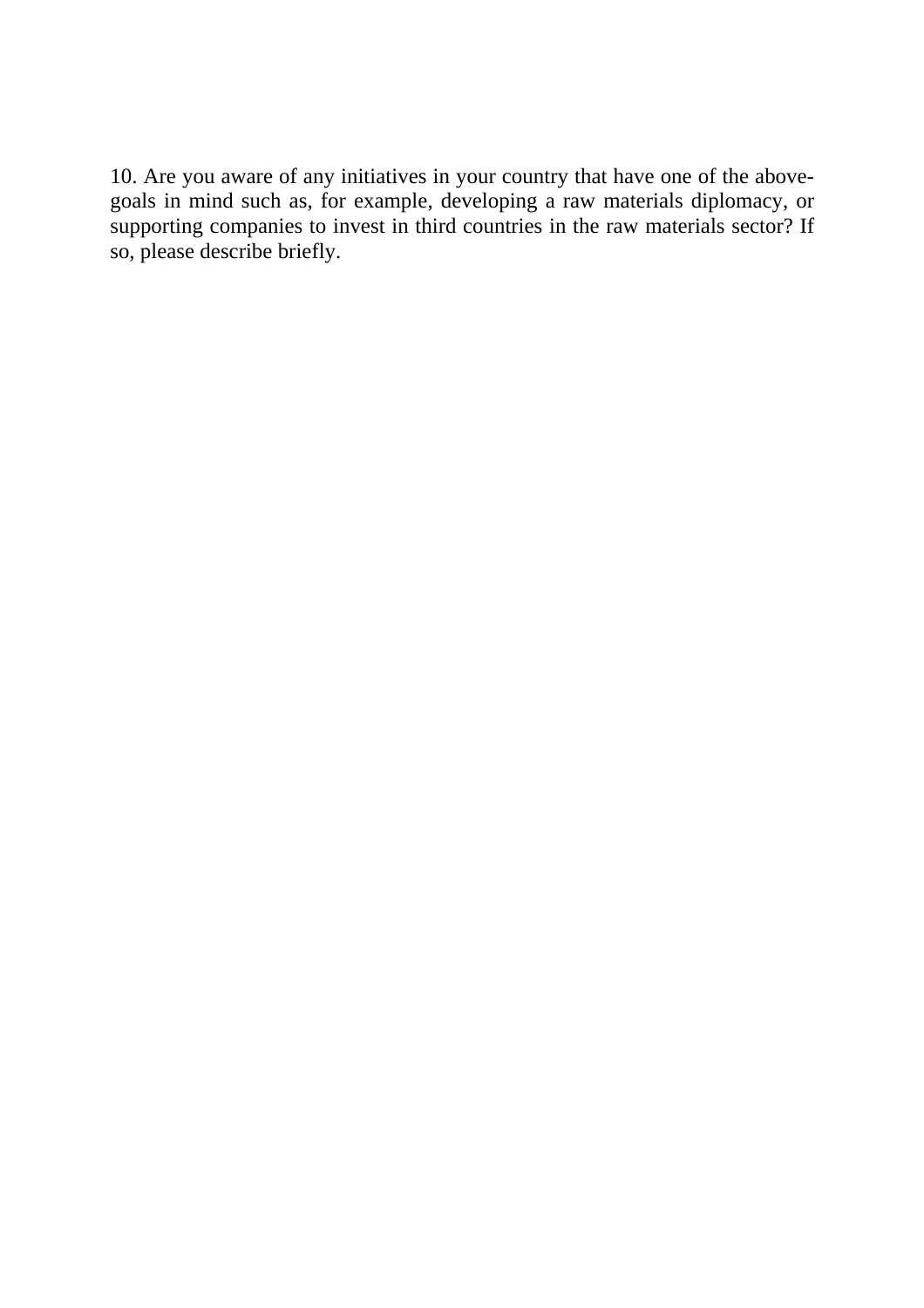10. Are you aware of any initiatives in your country that have one of the above-goals in mind such as, for example, developing a raw materials diplomacy, or supporting companies to invest in third countries in the raw materials sector? If so, please describe briefly.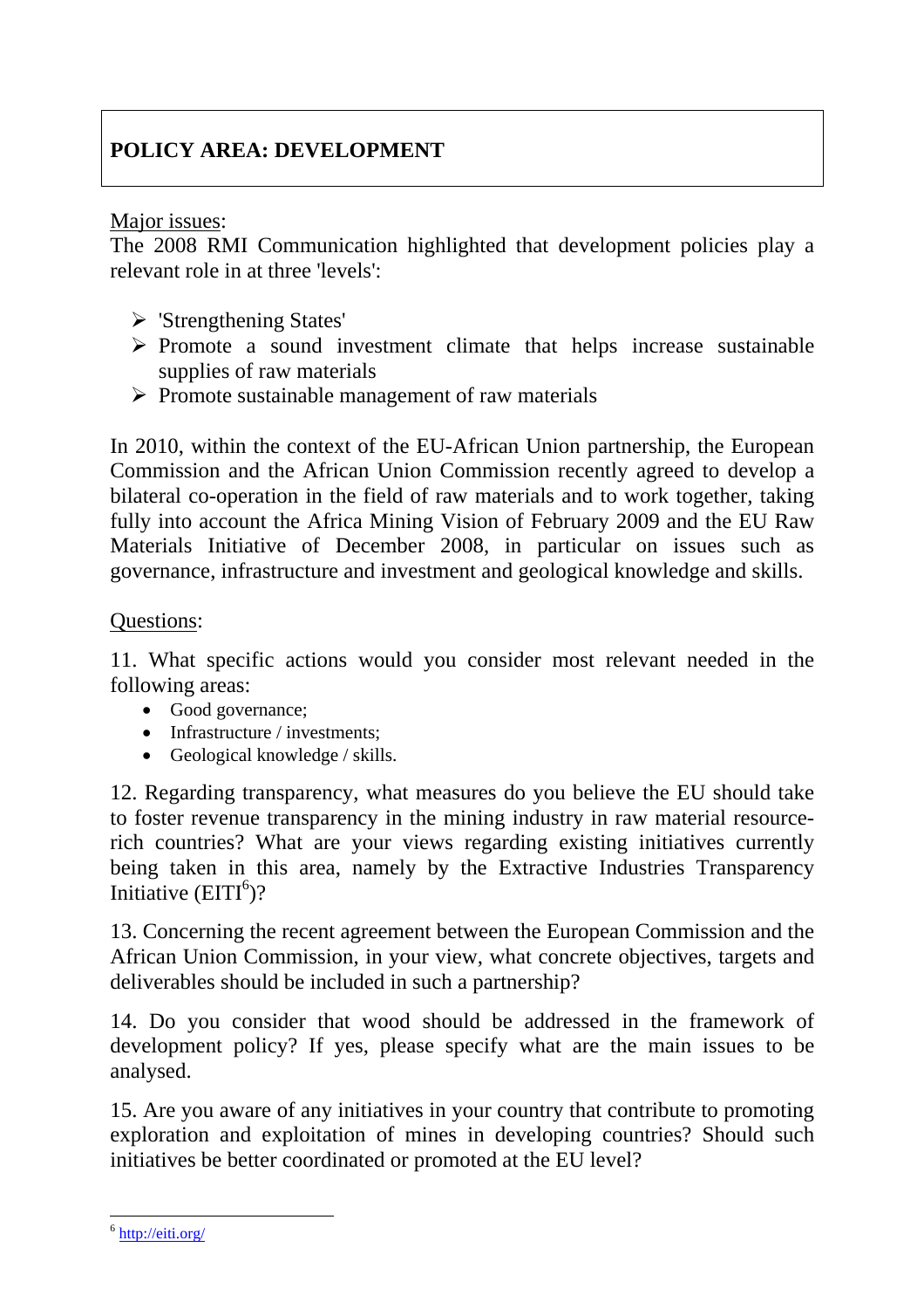## POLICY AREA: DEVELOPMENT

Major issues:

The 2008 RMI Communication highlighted that development policies play a relevant role in at three 'levels':

- 'Strengthening States'
- Promote a sound investment climate that helps increase sustainable supplies of raw materials
- Promote sustainable management of raw materials

In 2010, within the context of the EU-African Union partnership, the European Commission and the African Union Commission recently agreed to develop a bilateral co-operation in the field of raw materials and to work together, taking fully into account the Africa Mining Vision of February 2009 and the EU Raw Materials Initiative of December 2008, in particular on issues such as governance, infrastructure and investment and geological knowledge and skills.

Questions:

11. What specific actions would you consider most relevant needed in the following areas:

- Good governance;
- Infrastructure / investments;
- Geological knowledge / skills.

12. Regarding transparency, what measures do you believe the EU should take to foster revenue transparency in the mining industry in raw material resource-rich countries? What are your views regarding existing initiatives currently being taken in this area, namely by the Extractive Industries Transparency Initiative (EITI[6])?

13. Concerning the recent agreement between the European Commission and the African Union Commission, in your view, what concrete objectives, targets and deliverables should be included in such a partnership?

14. Do you consider that wood should be addressed in the framework of development policy? If yes, please specify what are the main issues to be analysed.

15. Are you aware of any initiatives in your country that contribute to promoting exploration and exploitation of mines in developing countries? Should such initiatives be better coordinated or promoted at the EU level?

---

[6] http://eiti.org/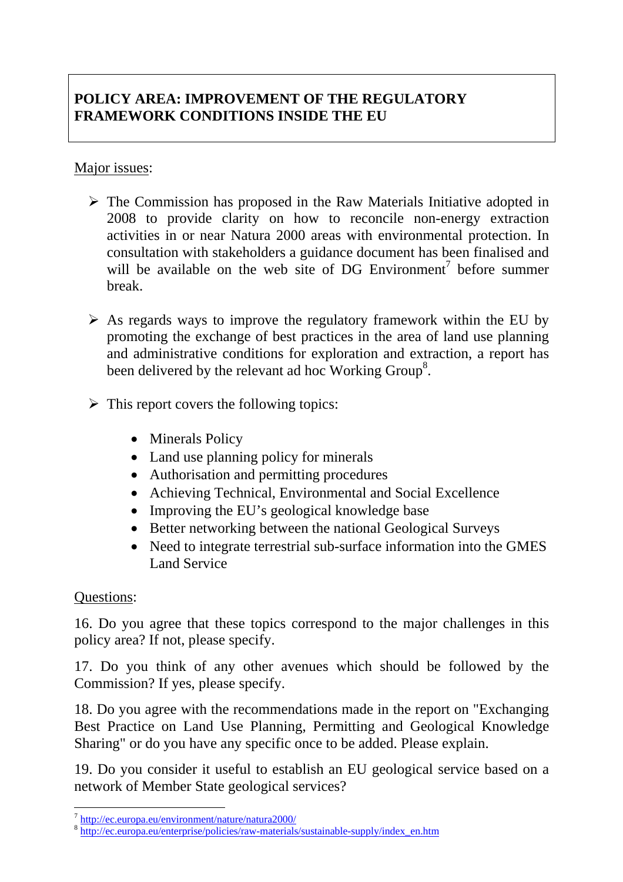**POLICY AREA: IMPROVEMENT OF THE REGULATORY FRAMEWORK CONDITIONS INSIDE THE EU**

Major issues:

- The Commission has proposed in the Raw Materials Initiative adopted in 2008 to provide clarity on how to reconcile non-energy extraction activities in or near Natura 2000 areas with environmental protection. In consultation with stakeholders a guidance document has been finalised and will be available on the web site of DG Environment[7] before summer break.

- As regards ways to improve the regulatory framework within the EU by promoting the exchange of best practices in the area of land use planning and administrative conditions for exploration and extraction, a report has been delivered by the relevant ad hoc Working Group[8].

- This report covers the following topics:

  - Minerals Policy
  - Land use planning policy for minerals
  - Authorisation and permitting procedures
  - Achieving Technical, Environmental and Social Excellence
  - Improving the EU's geological knowledge base
  - Better networking between the national Geological Surveys
  - Need to integrate terrestrial sub-surface information into the GMES Land Service

Questions:

16. Do you agree that these topics correspond to the major challenges in this policy area? If not, please specify.

17. Do you think of any other avenues which should be followed by the Commission? If yes, please specify.

18. Do you agree with the recommendations made in the report on "Exchanging Best Practice on Land Use Planning, Permitting and Geological Knowledge Sharing" or do you have any specific once to be added. Please explain.

19. Do you consider it useful to establish an EU geological service based on a network of Member State geological services?

---

[7] http://ec.europa.eu/environment/nature/natura2000/

[8] http://ec.europa.eu/enterprise/policies/raw-materials/sustainable-supply/index_en.htm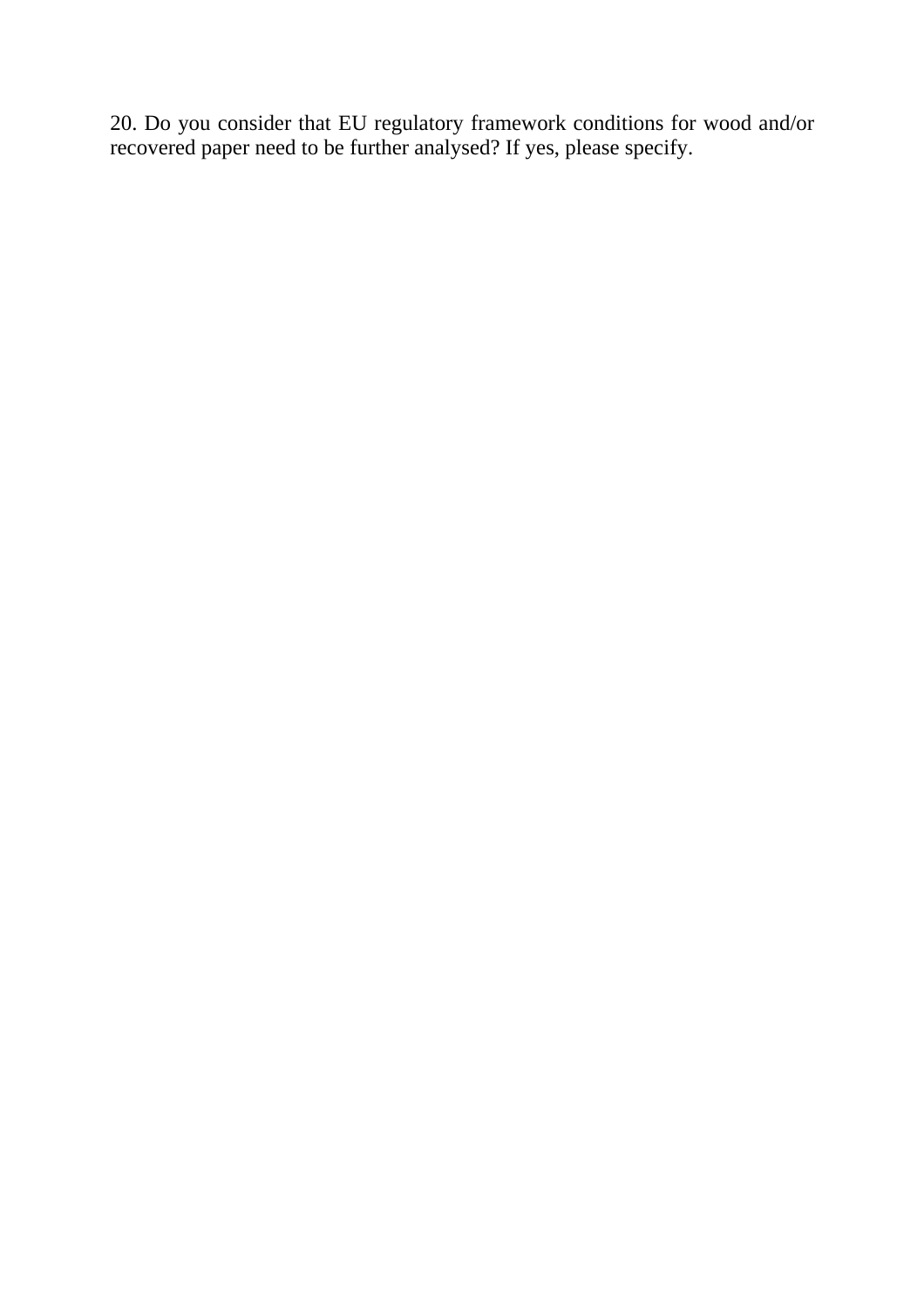20. Do you consider that EU regulatory framework conditions for wood and/or recovered paper need to be further analysed? If yes, please specify.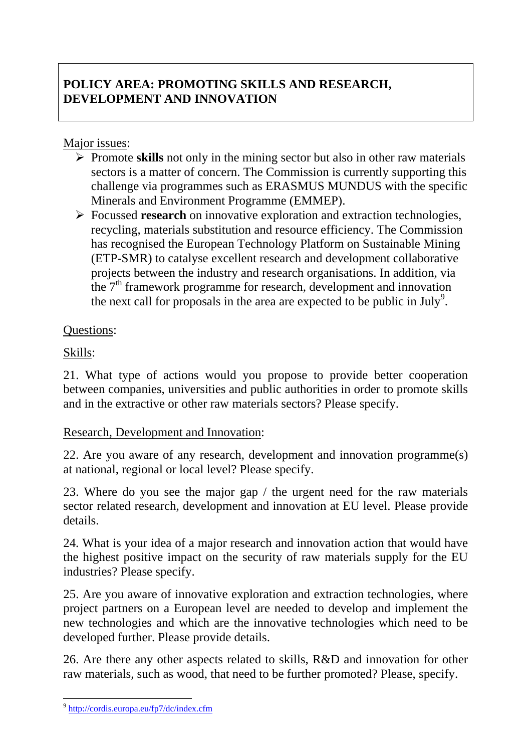## POLICY AREA: PROMOTING SKILLS AND RESEARCH, DEVELOPMENT AND INNOVATION

Major issues:

- Promote **skills** not only in the mining sector but also in other raw materials sectors is a matter of concern. The Commission is currently supporting this challenge via programmes such as ERASMUS MUNDUS with the specific Minerals and Environment Programme (EMMEP).
- Focussed **research** on innovative exploration and extraction technologies, recycling, materials substitution and resource efficiency. The Commission has recognised the European Technology Platform on Sustainable Mining (ETP-SMR) to catalyse excellent research and development collaborative projects between the industry and research organisations. In addition, via the 7th framework programme for research, development and innovation the next call for proposals in the area are expected to be public in July[9].

Questions:

Skills:

21. What type of actions would you propose to provide better cooperation between companies, universities and public authorities in order to promote skills and in the extractive or other raw materials sectors? Please specify.

Research, Development and Innovation:

22. Are you aware of any research, development and innovation programme(s) at national, regional or local level? Please specify.

23. Where do you see the major gap / the urgent need for the raw materials sector related research, development and innovation at EU level. Please provide details.

24. What is your idea of a major research and innovation action that would have the highest positive impact on the security of raw materials supply for the EU industries? Please specify.

25. Are you aware of innovative exploration and extraction technologies, where project partners on a European level are needed to develop and implement the new technologies and which are the innovative technologies which need to be developed further. Please provide details.

26. Are there any other aspects related to skills, R&D and innovation for other raw materials, such as wood, that need to be further promoted? Please, specify.

---

[9] http://cordis.europa.eu/fp7/dc/index.cfm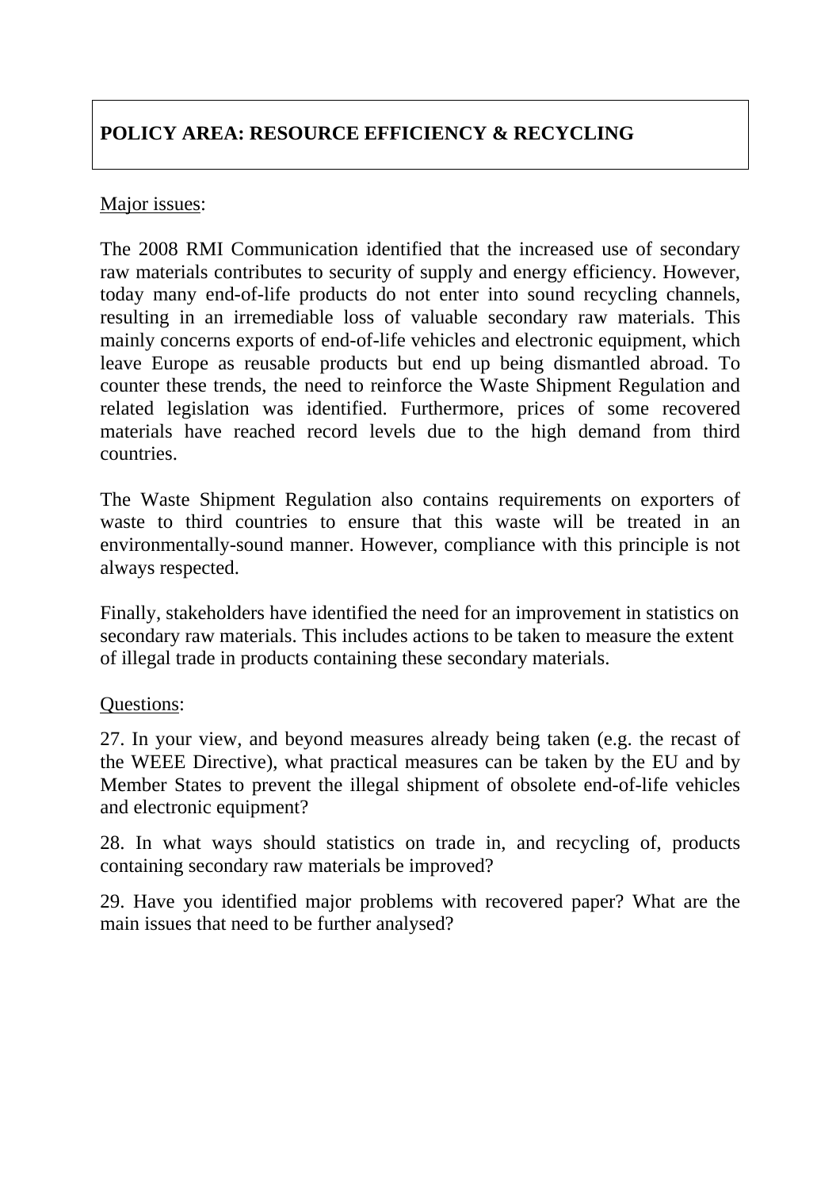# POLICY AREA: RESOURCE EFFICIENCY & RECYCLING

Major issues:

The 2008 RMI Communication identified that the increased use of secondary raw materials contributes to security of supply and energy efficiency. However, today many end-of-life products do not enter into sound recycling channels, resulting in an irremediable loss of valuable secondary raw materials. This mainly concerns exports of end-of-life vehicles and electronic equipment, which leave Europe as reusable products but end up being dismantled abroad. To counter these trends, the need to reinforce the Waste Shipment Regulation and related legislation was identified. Furthermore, prices of some recovered materials have reached record levels due to the high demand from third countries.

The Waste Shipment Regulation also contains requirements on exporters of waste to third countries to ensure that this waste will be treated in an environmentally-sound manner. However, compliance with this principle is not always respected.

Finally, stakeholders have identified the need for an improvement in statistics on secondary raw materials. This includes actions to be taken to measure the extent of illegal trade in products containing these secondary materials.

Questions:

27. In your view, and beyond measures already being taken (e.g. the recast of the WEEE Directive), what practical measures can be taken by the EU and by Member States to prevent the illegal shipment of obsolete end-of-life vehicles and electronic equipment?

28. In what ways should statistics on trade in, and recycling of, products containing secondary raw materials be improved?

29. Have you identified major problems with recovered paper? What are the main issues that need to be further analysed?